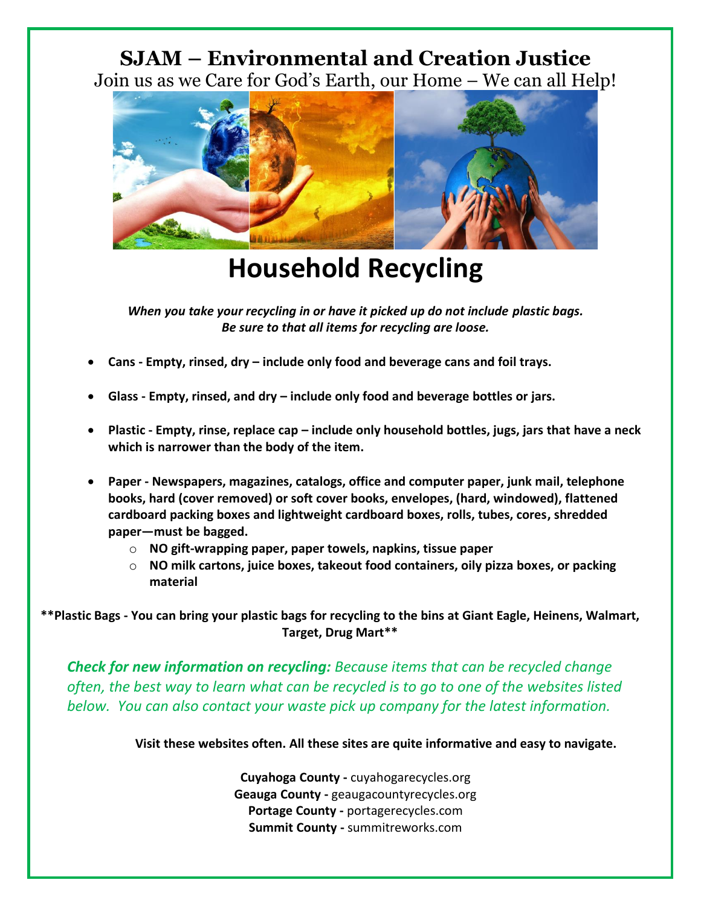# SJAM – Environmental and Creation Justice

Join us as we Care for God's Earth, our Home – We can all Help!

# Household Recycling

*When you take your recycling in or have it picked up do not include plastic bags.*
*Be sure to that all items for recycling are loose.*

- **Cans - Empty, rinsed, dry – include only food and beverage cans and foil trays.**
- **Glass - Empty, rinsed, and dry – include only food and beverage bottles or jars.**
- **Plastic - Empty, rinse, replace cap – include only household bottles, jugs, jars that have a neck which is narrower than the body of the item.**
- **Paper - Newspapers, magazines, catalogs, office and computer paper, junk mail, telephone books, hard (cover removed) or soft cover books, envelopes, (hard, windowed), flattened cardboard packing boxes and lightweight cardboard boxes, rolls, tubes, cores, shredded paper—must be bagged.**
  - **NO gift-wrapping paper, paper towels, napkins, tissue paper**
  - **NO milk cartons, juice boxes, takeout food containers, oily pizza boxes, or packing material**

**\*\*Plastic Bags - You can bring your plastic bags for recycling to the bins at Giant Eagle, Heinens, Walmart, Target, Drug Mart\*\***

***Check for new information on recycling:*** *Because items that can be recycled change often, the best way to learn what can be recycled is to go to one of the websites listed below. You can also contact your waste pick up company for the latest information.*

**Visit these websites often. All these sites are quite informative and easy to navigate.**

**Cuyahoga County -** cuyahogarecycles.org
**Geauga County -** geaugacountyrecycles.org
**Portage County -** portagerecycles.com
**Summit County -** summitreworks.com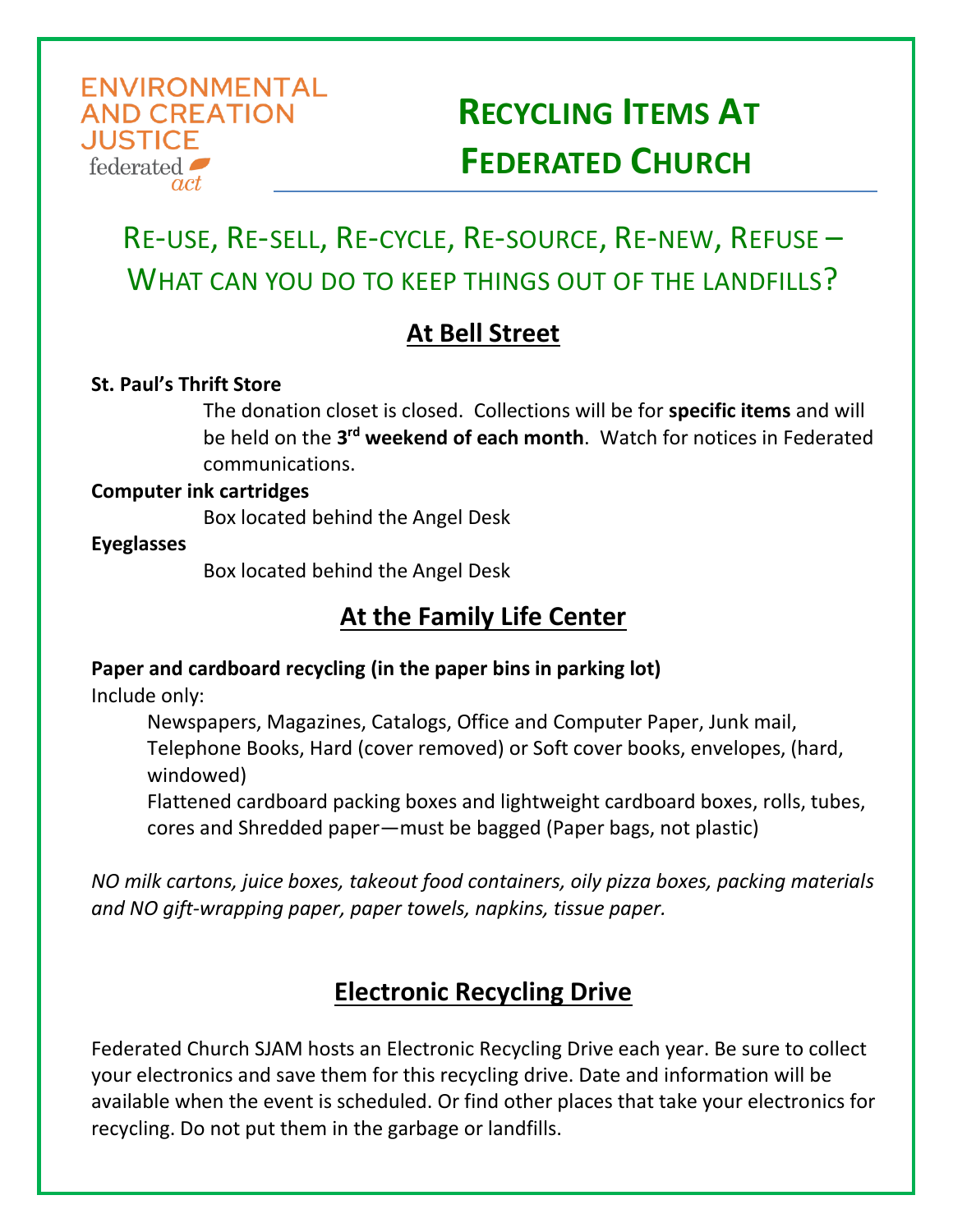ENVIRONMENTAL AND CREATION JUSTICE
federated act

# Recycling Items At Federated Church

## Re-use, Re-sell, Re-cycle, Re-source, Re-new, Refuse – What can you do to keep things out of the landfills?

## At Bell Street

**St. Paul's Thrift Store**

The donation closet is closed. Collections will be for **specific items** and will be held on the **3rd weekend of each month**. Watch for notices in Federated communications.

**Computer ink cartridges**

Box located behind the Angel Desk

**Eyeglasses**

Box located behind the Angel Desk

## At the Family Life Center

**Paper and cardboard recycling (in the paper bins in parking lot)**

Include only:

Newspapers, Magazines, Catalogs, Office and Computer Paper, Junk mail, Telephone Books, Hard (cover removed) or Soft cover books, envelopes, (hard, windowed)

Flattened cardboard packing boxes and lightweight cardboard boxes, rolls, tubes, cores and Shredded paper—must be bagged (Paper bags, not plastic)

*NO milk cartons, juice boxes, takeout food containers, oily pizza boxes, packing materials and NO gift-wrapping paper, paper towels, napkins, tissue paper.*

## Electronic Recycling Drive

Federated Church SJAM hosts an Electronic Recycling Drive each year. Be sure to collect your electronics and save them for this recycling drive. Date and information will be available when the event is scheduled. Or find other places that take your electronics for recycling. Do not put them in the garbage or landfills.